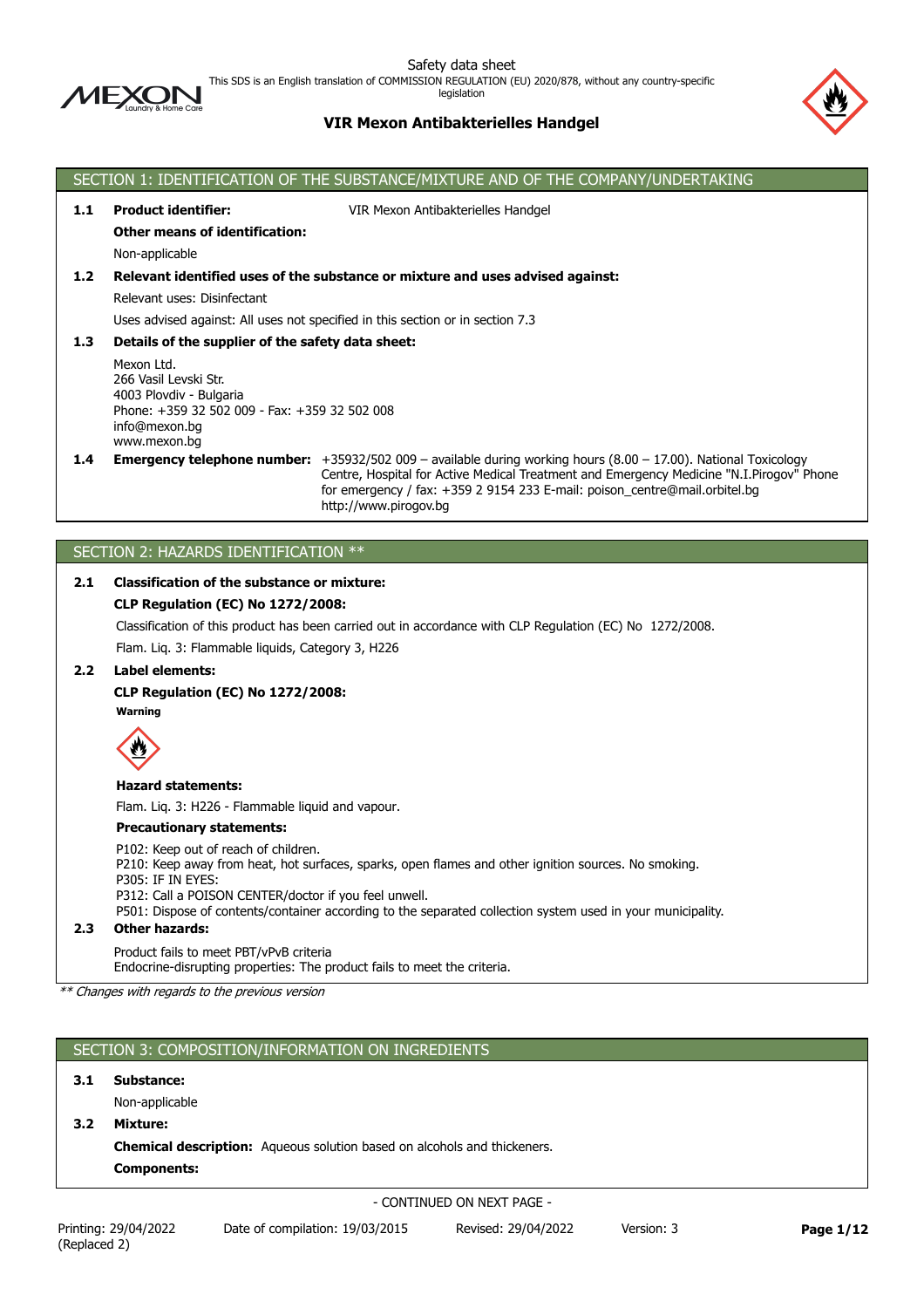Safety data sheet

This SDS is an English translation of COMMISSION REGULATION (EU) 2020/878, without any country-specific legislation

# VIR Mexon Antibakterielles Handgel

## SECTION 1: IDENTIFICATION OF THE SUBSTANCE/MIXTURE AND OF THE COMPANY/UNDERTAKING

**1.1 Product identifier:** VIR Mexon Antibakterielles Handgel

**Other means of identification:**

Non-applicable

**1.2 Relevant identified uses of the substance or mixture and uses advised against:**

Relevant uses: Disinfectant

Uses advised against: All uses not specified in this section or in section 7.3

**1.3 Details of the supplier of the safety data sheet:**

Mexon Ltd.
266 Vasil Levski Str.
4003 Plovdiv - Bulgaria
Phone: +359 32 502 009 - Fax: +359 32 502 008
info@mexon.bg
www.mexon.bg

**1.4 Emergency telephone number:** +35932/502 009 – available during working hours (8.00 – 17.00). National Toxicology Centre, Hospital for Active Medical Treatment and Emergency Medicine "N.I.Pirogov" Phone for emergency / fax: +359 2 9154 233 E-mail: poison_centre@mail.orbitel.bg http://www.pirogov.bg

## SECTION 2: HAZARDS IDENTIFICATION **

**2.1 Classification of the substance or mixture:**

**CLP Regulation (EC) No 1272/2008:**

Classification of this product has been carried out in accordance with CLP Regulation (EC) No 1272/2008.

Flam. Liq. 3: Flammable liquids, Category 3, H226

**2.2 Label elements:**

**CLP Regulation (EC) No 1272/2008:**

**Warning**

**Hazard statements:**

Flam. Liq. 3: H226 - Flammable liquid and vapour.

**Precautionary statements:**

P102: Keep out of reach of children.
P210: Keep away from heat, hot surfaces, sparks, open flames and other ignition sources. No smoking.
P305: IF IN EYES:
P312: Call a POISON CENTER/doctor if you feel unwell.
P501: Dispose of contents/container according to the separated collection system used in your municipality.

**2.3 Other hazards:**

Product fails to meet PBT/vPvB criteria
Endocrine-disrupting properties: The product fails to meet the criteria.

*** Changes with regards to the previous version*

## SECTION 3: COMPOSITION/INFORMATION ON INGREDIENTS

**3.1 Substance:**

Non-applicable

**3.2 Mixture:**

**Chemical description:** Aqueous solution based on alcohols and thickeners.

**Components:**

- CONTINUED ON NEXT PAGE -

Printing: 29/04/2022 (Replaced 2) | Date of compilation: 19/03/2015 | Revised: 29/04/2022 | Version: 3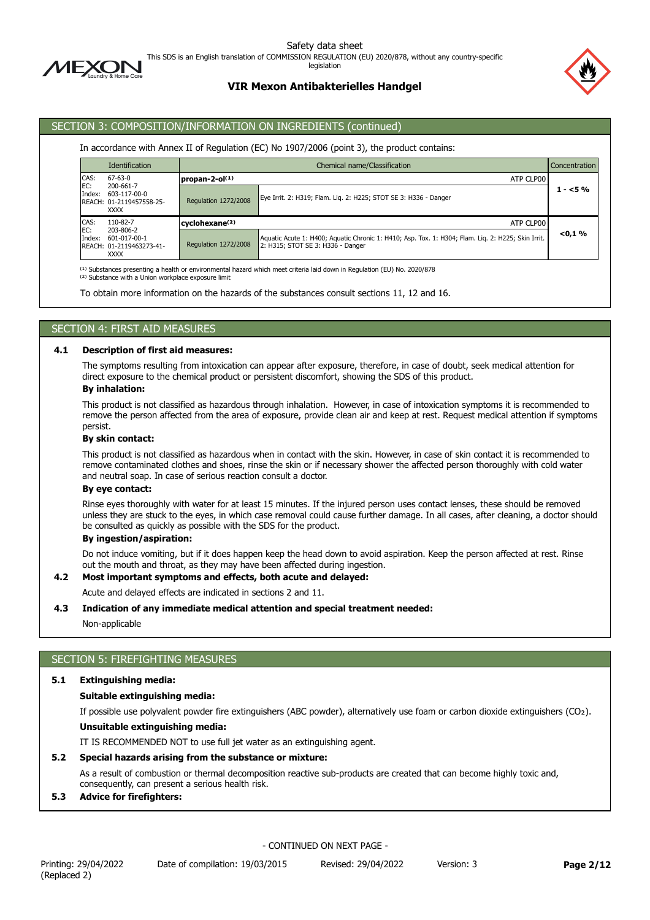## SECTION 3: COMPOSITION/INFORMATION ON INGREDIENTS (continued)

In accordance with Annex II of Regulation (EC) No 1907/2006 (point 3), the product contains:

| Identification | Chemical name/Classification | | Concentration |
|---|---|---|---|
| CAS: 67-63-0<br>EC: 200-661-7<br>Index: 603-117-00-0<br>REACH: 01-2119457558-25-XXXX | **propan-2-ol**[1] | ATP CLP00 | 1 - <5 % |
| | Regulation 1272/2008 | Eye Irrit. 2: H319; Flam. Liq. 2: H225; STOT SE 3: H336 - Danger | |
| CAS: 110-82-7<br>EC: 203-806-2<br>Index: 601-017-00-1<br>REACH: 01-2119463273-41-XXXX | **cyclohexane**[2] | ATP CLP00 | <0,1 % |
| | Regulation 1272/2008 | Aquatic Acute 1: H400; Aquatic Chronic 1: H410; Asp. Tox. 1: H304; Flam. Liq. 2: H225; Skin Irrit. 2: H315; STOT SE 3: H336 - Danger | |

[1] Substances presenting a health or environmental hazard which meet criteria laid down in Regulation (EU) No. 2020/878
[2] Substance with a Union workplace exposure limit

To obtain more information on the hazards of the substances consult sections 11, 12 and 16.

## SECTION 4: FIRST AID MEASURES

### 4.1 Description of first aid measures:

The symptoms resulting from intoxication can appear after exposure, therefore, in case of doubt, seek medical attention for direct exposure to the chemical product or persistent discomfort, showing the SDS of this product.

**By inhalation:**

This product is not classified as hazardous through inhalation. However, in case of intoxication symptoms it is recommended to remove the person affected from the area of exposure, provide clean air and keep at rest. Request medical attention if symptoms persist.

**By skin contact:**

This product is not classified as hazardous when in contact with the skin. However, in case of skin contact it is recommended to remove contaminated clothes and shoes, rinse the skin or if necessary shower the affected person thoroughly with cold water and neutral soap. In case of serious reaction consult a doctor.

**By eye contact:**

Rinse eyes thoroughly with water for at least 15 minutes. If the injured person uses contact lenses, these should be removed unless they are stuck to the eyes, in which case removal could cause further damage. In all cases, after cleaning, a doctor should be consulted as quickly as possible with the SDS for the product.

**By ingestion/aspiration:**

Do not induce vomiting, but if it does happen keep the head down to avoid aspiration. Keep the person affected at rest. Rinse out the mouth and throat, as they may have been affected during ingestion.

### 4.2 Most important symptoms and effects, both acute and delayed:

Acute and delayed effects are indicated in sections 2 and 11.

### 4.3 Indication of any immediate medical attention and special treatment needed:

Non-applicable

## SECTION 5: FIREFIGHTING MEASURES

### 5.1 Extinguishing media:

**Suitable extinguishing media:**

If possible use polyvalent powder fire extinguishers (ABC powder), alternatively use foam or carbon dioxide extinguishers ($CO_2$).

**Unsuitable extinguishing media:**

IT IS RECOMMENDED NOT to use full jet water as an extinguishing agent.

### 5.2 Special hazards arising from the substance or mixture:

As a result of combustion or thermal decomposition reactive sub-products are created that can become highly toxic and, consequently, can present a serious health risk.

### 5.3 Advice for firefighters:

- CONTINUED ON NEXT PAGE -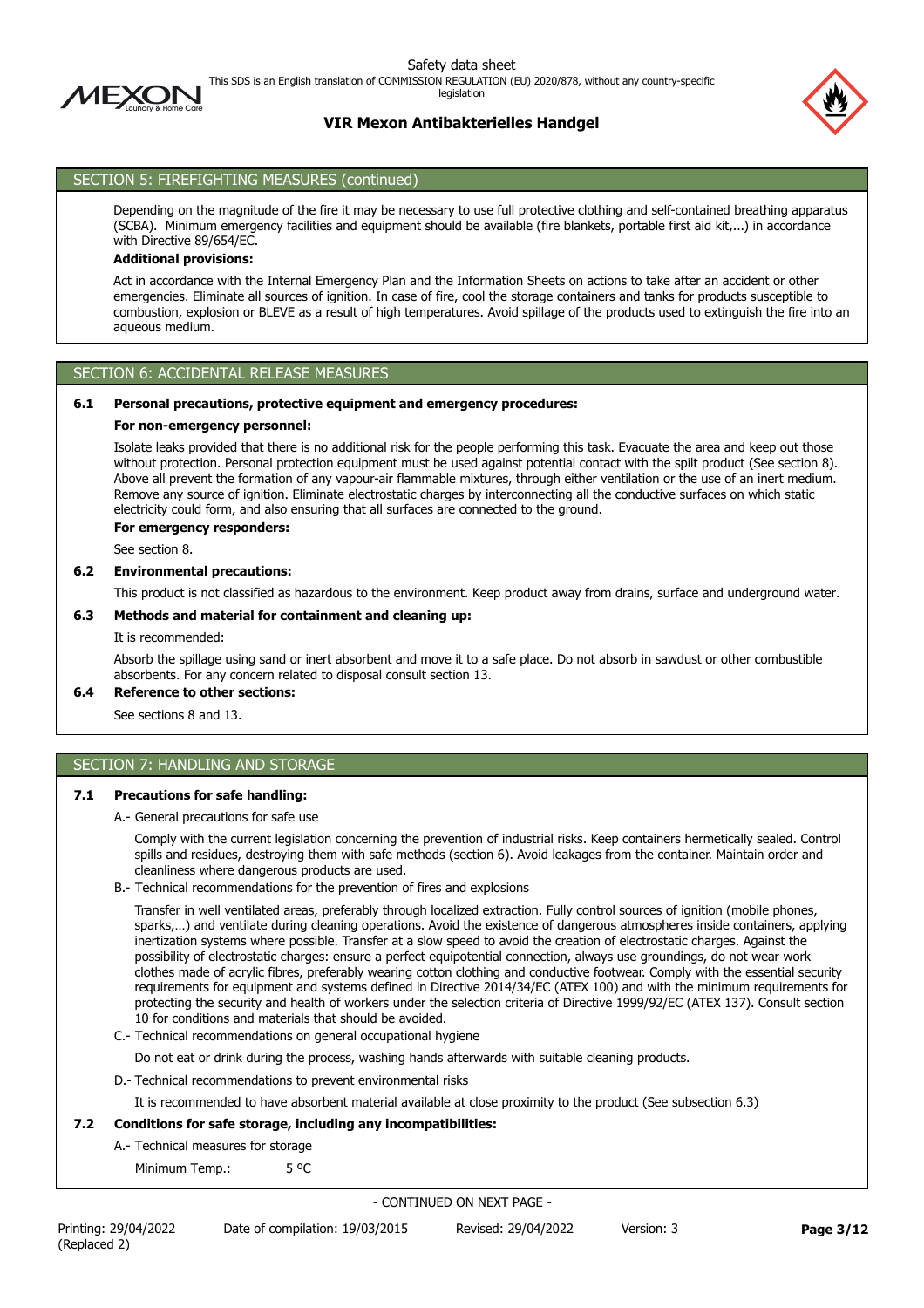## SECTION 5: FIREFIGHTING MEASURES (continued)

Depending on the magnitude of the fire it may be necessary to use full protective clothing and self-contained breathing apparatus (SCBA). Minimum emergency facilities and equipment should be available (fire blankets, portable first aid kit,...) in accordance with Directive 89/654/EC.

**Additional provisions:**

Act in accordance with the Internal Emergency Plan and the Information Sheets on actions to take after an accident or other emergencies. Eliminate all sources of ignition. In case of fire, cool the storage containers and tanks for products susceptible to combustion, explosion or BLEVE as a result of high temperatures. Avoid spillage of the products used to extinguish the fire into an aqueous medium.

## SECTION 6: ACCIDENTAL RELEASE MEASURES

### 6.1 Personal precautions, protective equipment and emergency procedures:

**For non-emergency personnel:**

Isolate leaks provided that there is no additional risk for the people performing this task. Evacuate the area and keep out those without protection. Personal protection equipment must be used against potential contact with the spilt product (See section 8). Above all prevent the formation of any vapour-air flammable mixtures, through either ventilation or the use of an inert medium. Remove any source of ignition. Eliminate electrostatic charges by interconnecting all the conductive surfaces on which static electricity could form, and also ensuring that all surfaces are connected to the ground.

**For emergency responders:**

See section 8.

### 6.2 Environmental precautions:

This product is not classified as hazardous to the environment. Keep product away from drains, surface and underground water.

### 6.3 Methods and material for containment and cleaning up:

It is recommended:

Absorb the spillage using sand or inert absorbent and move it to a safe place. Do not absorb in sawdust or other combustible absorbents. For any concern related to disposal consult section 13.

### 6.4 Reference to other sections:

See sections 8 and 13.

## SECTION 7: HANDLING AND STORAGE

### 7.1 Precautions for safe handling:

A.- General precautions for safe use

Comply with the current legislation concerning the prevention of industrial risks. Keep containers hermetically sealed. Control spills and residues, destroying them with safe methods (section 6). Avoid leakages from the container. Maintain order and cleanliness where dangerous products are used.

B.- Technical recommendations for the prevention of fires and explosions

Transfer in well ventilated areas, preferably through localized extraction. Fully control sources of ignition (mobile phones, sparks,…) and ventilate during cleaning operations. Avoid the existence of dangerous atmospheres inside containers, applying inertization systems where possible. Transfer at a slow speed to avoid the creation of electrostatic charges. Against the possibility of electrostatic charges: ensure a perfect equipotential connection, always use groundings, do not wear work clothes made of acrylic fibres, preferably wearing cotton clothing and conductive footwear. Comply with the essential security requirements for equipment and systems defined in Directive 2014/34/EC (ATEX 100) and with the minimum requirements for protecting the security and health of workers under the selection criteria of Directive 1999/92/EC (ATEX 137). Consult section 10 for conditions and materials that should be avoided.

C.- Technical recommendations on general occupational hygiene

Do not eat or drink during the process, washing hands afterwards with suitable cleaning products.

D.- Technical recommendations to prevent environmental risks

It is recommended to have absorbent material available at close proximity to the product (See subsection 6.3)

### 7.2 Conditions for safe storage, including any incompatibilities:

A.- Technical measures for storage

Minimum Temp.: 5 ºC

- CONTINUED ON NEXT PAGE -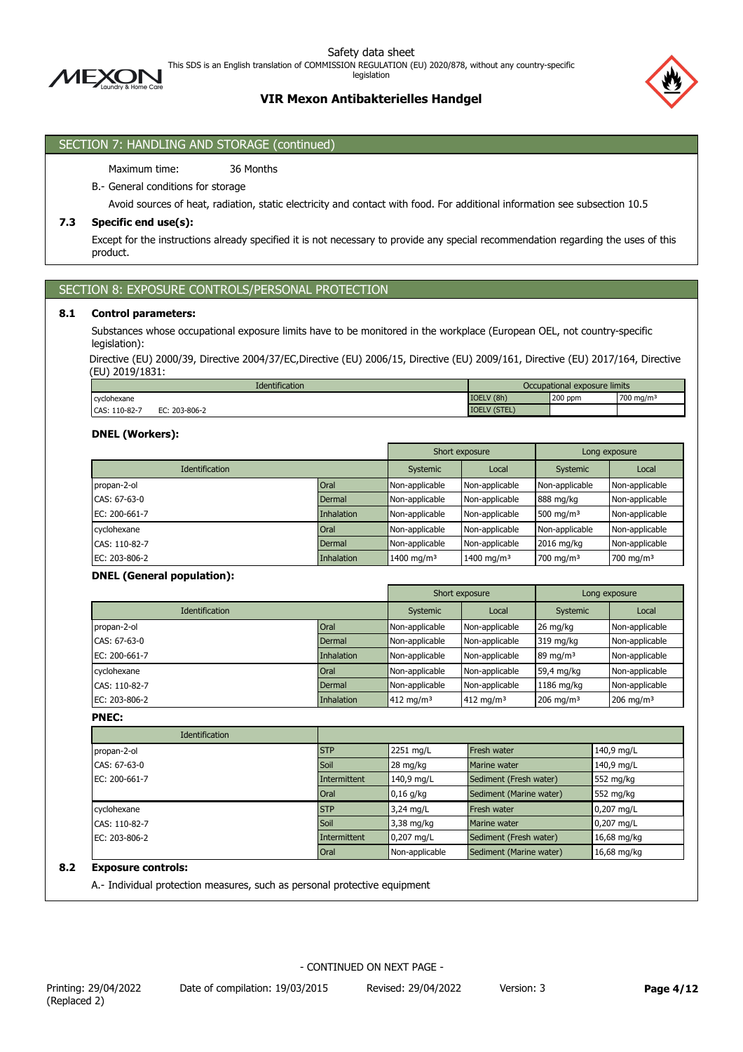## SECTION 7: HANDLING AND STORAGE (continued)

Maximum time: 36 Months

B.- General conditions for storage

Avoid sources of heat, radiation, static electricity and contact with food. For additional information see subsection 10.5

### 7.3 Specific end use(s):

Except for the instructions already specified it is not necessary to provide any special recommendation regarding the uses of this product.

## SECTION 8: EXPOSURE CONTROLS/PERSONAL PROTECTION

### 8.1 Control parameters:

Substances whose occupational exposure limits have to be monitored in the workplace (European OEL, not country-specific legislation):

Directive (EU) 2000/39, Directive 2004/37/EC,Directive (EU) 2006/15, Directive (EU) 2009/161, Directive (EU) 2017/164, Directive (EU) 2019/1831:

| Identification | Occupational exposure limits | | |
|---|---|---|---|
| cyclohexane | IOELV (8h) | 200 ppm | 700 mg/m³ |
| CAS: 110-82-7 EC: 203-806-2 | IOELV (STEL) | | |

**DNEL (Workers):**

| Identification | | Short exposure | | Long exposure | |
|---|---|---|---|---|---|
| | | Systemic | Local | Systemic | Local |
| propan-2-ol | Oral | Non-applicable | Non-applicable | Non-applicable | Non-applicable |
| CAS: 67-63-0 | Dermal | Non-applicable | Non-applicable | 888 mg/kg | Non-applicable |
| EC: 200-661-7 | Inhalation | Non-applicable | Non-applicable | 500 mg/m³ | Non-applicable |
| cyclohexane | Oral | Non-applicable | Non-applicable | Non-applicable | Non-applicable |
| CAS: 110-82-7 | Dermal | Non-applicable | Non-applicable | 2016 mg/kg | Non-applicable |
| EC: 203-806-2 | Inhalation | 1400 mg/m³ | 1400 mg/m³ | 700 mg/m³ | 700 mg/m³ |

**DNEL (General population):**

| Identification | | Short exposure | | Long exposure | |
|---|---|---|---|---|---|
| | | Systemic | Local | Systemic | Local |
| propan-2-ol | Oral | Non-applicable | Non-applicable | 26 mg/kg | Non-applicable |
| CAS: 67-63-0 | Dermal | Non-applicable | Non-applicable | 319 mg/kg | Non-applicable |
| EC: 200-661-7 | Inhalation | Non-applicable | Non-applicable | 89 mg/m³ | Non-applicable |
| cyclohexane | Oral | Non-applicable | Non-applicable | 59,4 mg/kg | Non-applicable |
| CAS: 110-82-7 | Dermal | Non-applicable | Non-applicable | 1186 mg/kg | Non-applicable |
| EC: 203-806-2 | Inhalation | 412 mg/m³ | 412 mg/m³ | 206 mg/m³ | 206 mg/m³ |

**PNEC:**

| Identification | | | | |
|---|---|---|---|---|
| propan-2-ol | STP | 2251 mg/L | Fresh water | 140,9 mg/L |
| CAS: 67-63-0 | Soil | 28 mg/kg | Marine water | 140,9 mg/L |
| EC: 200-661-7 | Intermittent | 140,9 mg/L | Sediment (Fresh water) | 552 mg/kg |
| | Oral | 0,16 g/kg | Sediment (Marine water) | 552 mg/kg |
| cyclohexane | STP | 3,24 mg/L | Fresh water | 0,207 mg/L |
| CAS: 110-82-7 | Soil | 3,38 mg/kg | Marine water | 0,207 mg/L |
| EC: 203-806-2 | Intermittent | 0,207 mg/L | Sediment (Fresh water) | 16,68 mg/kg |
| | Oral | Non-applicable | Sediment (Marine water) | 16,68 mg/kg |

### 8.2 Exposure controls:

A.- Individual protection measures, such as personal protective equipment

- CONTINUED ON NEXT PAGE -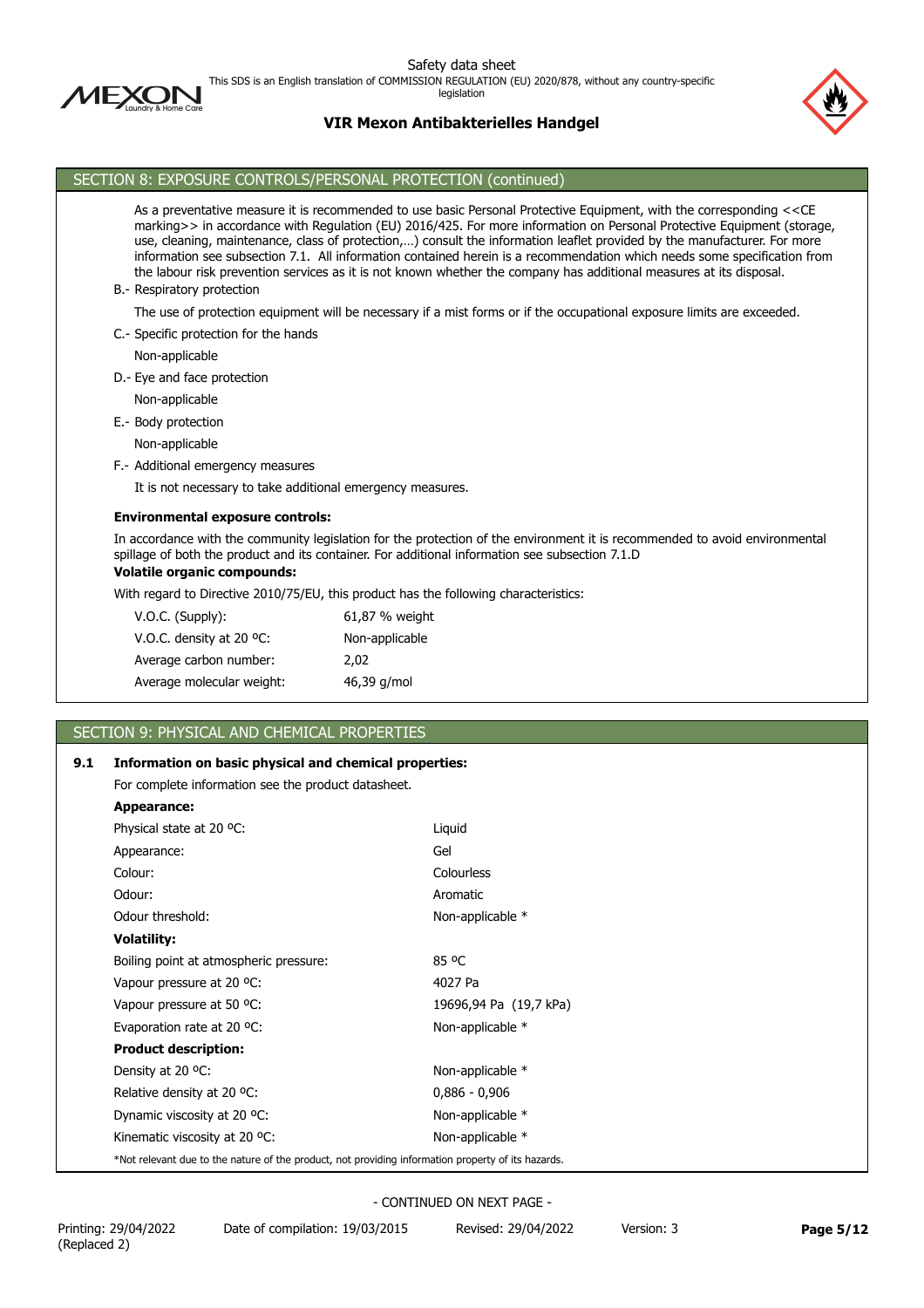## SECTION 8: EXPOSURE CONTROLS/PERSONAL PROTECTION (continued)

As a preventative measure it is recommended to use basic Personal Protective Equipment, with the corresponding <<CE marking>> in accordance with Regulation (EU) 2016/425. For more information on Personal Protective Equipment (storage, use, cleaning, maintenance, class of protection,…) consult the information leaflet provided by the manufacturer. For more information see subsection 7.1. All information contained herein is a recommendation which needs some specification from the labour risk prevention services as it is not known whether the company has additional measures at its disposal.

B.- Respiratory protection

The use of protection equipment will be necessary if a mist forms or if the occupational exposure limits are exceeded.

C.- Specific protection for the hands

Non-applicable

D.- Eye and face protection

Non-applicable

E.- Body protection

Non-applicable

F.- Additional emergency measures

It is not necessary to take additional emergency measures.

**Environmental exposure controls:**

In accordance with the community legislation for the protection of the environment it is recommended to avoid environmental spillage of both the product and its container. For additional information see subsection 7.1.D

**Volatile organic compounds:**

With regard to Directive 2010/75/EU, this product has the following characteristics:

| | |
|---|---|
| V.O.C. (Supply): | 61,87 % weight |
| V.O.C. density at 20 ºC: | Non-applicable |
| Average carbon number: | 2,02 |
| Average molecular weight: | 46,39 g/mol |

## SECTION 9: PHYSICAL AND CHEMICAL PROPERTIES

### 9.1 Information on basic physical and chemical properties:

For complete information see the product datasheet.

**Appearance:**

| | |
|---|---|
| Physical state at 20 ºC: | Liquid |
| Appearance: | Gel |
| Colour: | Colourless |
| Odour: | Aromatic |
| Odour threshold: | Non-applicable * |

**Volatility:**

| | |
|---|---|
| Boiling point at atmospheric pressure: | 85 ºC |
| Vapour pressure at 20 ºC: | 4027 Pa |
| Vapour pressure at 50 ºC: | 19696,94 Pa (19,7 kPa) |
| Evaporation rate at 20 ºC: | Non-applicable * |

**Product description:**

| | |
|---|---|
| Density at 20 ºC: | Non-applicable * |
| Relative density at 20 ºC: | 0,886 - 0,906 |
| Dynamic viscosity at 20 ºC: | Non-applicable * |
| Kinematic viscosity at 20 ºC: | Non-applicable * |

*Not relevant due to the nature of the product, not providing information property of its hazards.

- CONTINUED ON NEXT PAGE -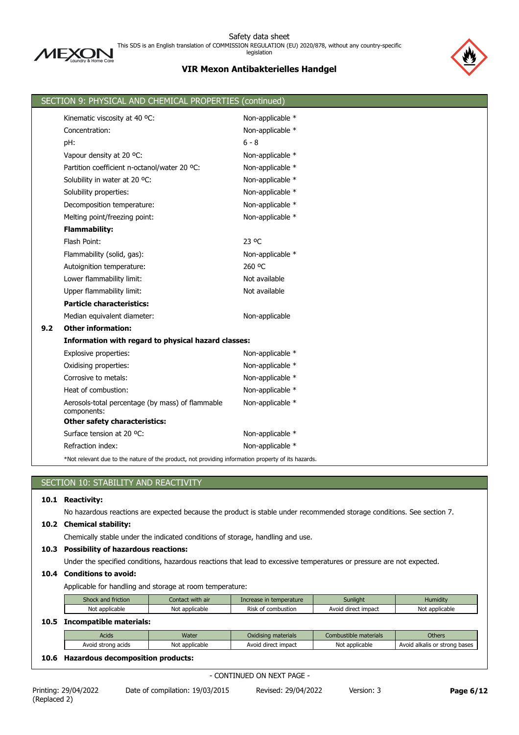## SECTION 9: PHYSICAL AND CHEMICAL PROPERTIES (continued)

| | |
|---|---|
| Kinematic viscosity at 40 ºC: | Non-applicable * |
| Concentration: | Non-applicable * |
| pH: | 6 - 8 |
| Vapour density at 20 ºC: | Non-applicable * |
| Partition coefficient n-octanol/water 20 ºC: | Non-applicable * |
| Solubility in water at 20 ºC: | Non-applicable * |
| Solubility properties: | Non-applicable * |
| Decomposition temperature: | Non-applicable * |
| Melting point/freezing point: | Non-applicable * |
| **Flammability:** | |
| Flash Point: | 23 ºC |
| Flammability (solid, gas): | Non-applicable * |
| Autoignition temperature: | 260 ºC |
| Lower flammability limit: | Not available |
| Upper flammability limit: | Not available |
| **Particle characteristics:** | |
| Median equivalent diameter: | Non-applicable |

**9.2 Other information:**

**Information with regard to physical hazard classes:**

| | |
|---|---|
| Explosive properties: | Non-applicable * |
| Oxidising properties: | Non-applicable * |
| Corrosive to metals: | Non-applicable * |
| Heat of combustion: | Non-applicable * |
| Aerosols-total percentage (by mass) of flammable components: | Non-applicable * |
| **Other safety characteristics:** | |
| Surface tension at 20 ºC: | Non-applicable * |
| Refraction index: | Non-applicable * |

*Not relevant due to the nature of the product, not providing information property of its hazards.

## SECTION 10: STABILITY AND REACTIVITY

**10.1 Reactivity:**

No hazardous reactions are expected because the product is stable under recommended storage conditions. See section 7.

**10.2 Chemical stability:**

Chemically stable under the indicated conditions of storage, handling and use.

**10.3 Possibility of hazardous reactions:**

Under the specified conditions, hazardous reactions that lead to excessive temperatures or pressure are not expected.

**10.4 Conditions to avoid:**

Applicable for handling and storage at room temperature:

| Shock and friction | Contact with air | Increase in temperature | Sunlight | Humidity |
|---|---|---|---|---|
| Not applicable | Not applicable | Risk of combustion | Avoid direct impact | Not applicable |

**10.5 Incompatible materials:**

| Acids | Water | Oxidising materials | Combustible materials | Others |
|---|---|---|---|---|
| Avoid strong acids | Not applicable | Avoid direct impact | Not applicable | Avoid alkalis or strong bases |

**10.6 Hazardous decomposition products:**

- CONTINUED ON NEXT PAGE -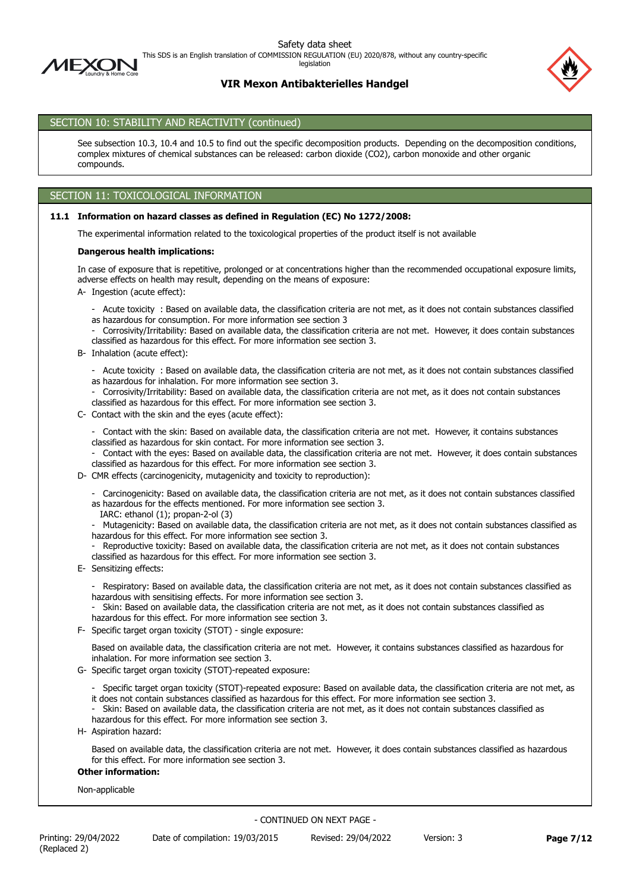## SECTION 10: STABILITY AND REACTIVITY (continued)

See subsection 10.3, 10.4 and 10.5 to find out the specific decomposition products. Depending on the decomposition conditions, complex mixtures of chemical substances can be released: carbon dioxide ($CO_2$), carbon monoxide and other organic compounds.

## SECTION 11: TOXICOLOGICAL INFORMATION

### 11.1 Information on hazard classes as defined in Regulation (EC) No 1272/2008:

The experimental information related to the toxicological properties of the product itself is not available

**Dangerous health implications:**

In case of exposure that is repetitive, prolonged or at concentrations higher than the recommended occupational exposure limits, adverse effects on health may result, depending on the means of exposure:

A- Ingestion (acute effect):

- Acute toxicity : Based on available data, the classification criteria are not met, as it does not contain substances classified as hazardous for consumption. For more information see section 3
- Corrosivity/Irritability: Based on available data, the classification criteria are not met. However, it does contain substances classified as hazardous for this effect. For more information see section 3.

B- Inhalation (acute effect):

- Acute toxicity : Based on available data, the classification criteria are not met, as it does not contain substances classified as hazardous for inhalation. For more information see section 3.
- Corrosivity/Irritability: Based on available data, the classification criteria are not met, as it does not contain substances classified as hazardous for this effect. For more information see section 3.

C- Contact with the skin and the eyes (acute effect):

- Contact with the skin: Based on available data, the classification criteria are not met. However, it contains substances classified as hazardous for skin contact. For more information see section 3.
- Contact with the eyes: Based on available data, the classification criteria are not met. However, it does contain substances classified as hazardous for this effect. For more information see section 3.

D- CMR effects (carcinogenicity, mutagenicity and toxicity to reproduction):

- Carcinogenicity: Based on available data, the classification criteria are not met, as it does not contain substances classified as hazardous for the effects mentioned. For more information see section 3.
  IARC: ethanol (1); propan-2-ol (3)
- Mutagenicity: Based on available data, the classification criteria are not met, as it does not contain substances classified as hazardous for this effect. For more information see section 3.
- Reproductive toxicity: Based on available data, the classification criteria are not met, as it does not contain substances classified as hazardous for this effect. For more information see section 3.

E- Sensitizing effects:

- Respiratory: Based on available data, the classification criteria are not met, as it does not contain substances classified as hazardous with sensitising effects. For more information see section 3.
- Skin: Based on available data, the classification criteria are not met, as it does not contain substances classified as hazardous for this effect. For more information see section 3.

F- Specific target organ toxicity (STOT) - single exposure:

Based on available data, the classification criteria are not met. However, it contains substances classified as hazardous for inhalation. For more information see section 3.

G- Specific target organ toxicity (STOT)-repeated exposure:

- Specific target organ toxicity (STOT)-repeated exposure: Based on available data, the classification criteria are not met, as it does not contain substances classified as hazardous for this effect. For more information see section 3.
- Skin: Based on available data, the classification criteria are not met, as it does not contain substances classified as hazardous for this effect. For more information see section 3.

H- Aspiration hazard:

Based on available data, the classification criteria are not met. However, it does contain substances classified as hazardous for this effect. For more information see section 3.

**Other information:**

Non-applicable

- CONTINUED ON NEXT PAGE -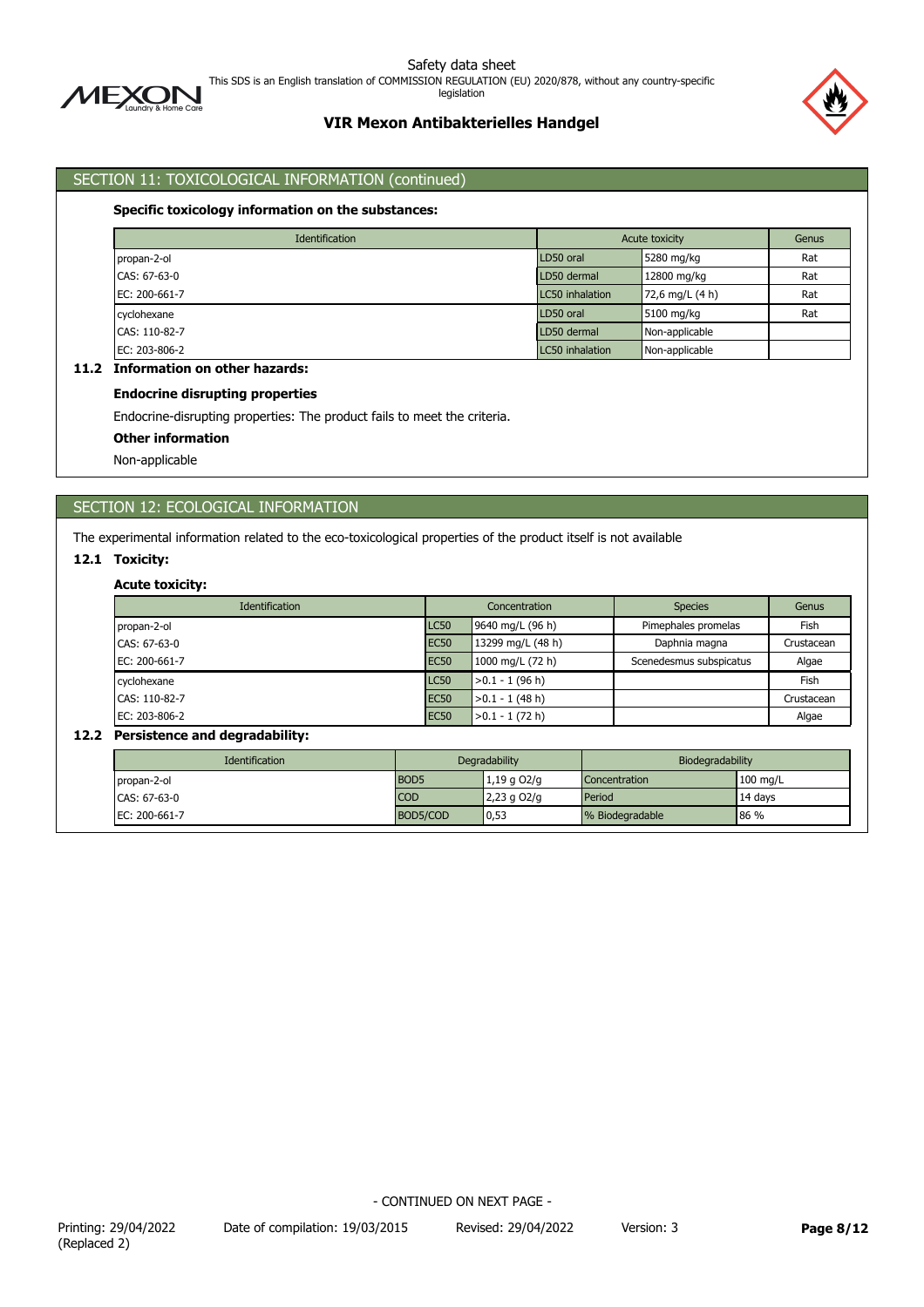## SECTION 11: TOXICOLOGICAL INFORMATION (continued)

**Specific toxicology information on the substances:**

| Identification | Acute toxicity | | Genus |
|---|---|---|---|
| propan-2-ol | LD50 oral | 5280 mg/kg | Rat |
| CAS: 67-63-0 | LD50 dermal | 12800 mg/kg | Rat |
| EC: 200-661-7 | LC50 inhalation | 72,6 mg/L (4 h) | Rat |
| cyclohexane | LD50 oral | 5100 mg/kg | Rat |
| CAS: 110-82-7 | LD50 dermal | Non-applicable | |
| EC: 203-806-2 | LC50 inhalation | Non-applicable | |

### 11.2 Information on other hazards:

**Endocrine disrupting properties**

Endocrine-disrupting properties: The product fails to meet the criteria.

**Other information**

Non-applicable

## SECTION 12: ECOLOGICAL INFORMATION

The experimental information related to the eco-toxicological properties of the product itself is not available

### 12.1 Toxicity:

**Acute toxicity:**

| Identification | Concentration | | Species | Genus |
|---|---|---|---|---|
| propan-2-ol | LC50 | 9640 mg/L (96 h) | Pimephales promelas | Fish |
| CAS: 67-63-0 | EC50 | 13299 mg/L (48 h) | Daphnia magna | Crustacean |
| EC: 200-661-7 | EC50 | 1000 mg/L (72 h) | Scenedesmus subspicatus | Algae |
| cyclohexane | LC50 | >0.1 - 1 (96 h) | | Fish |
| CAS: 110-82-7 | EC50 | >0.1 - 1 (48 h) | | Crustacean |
| EC: 203-806-2 | EC50 | >0.1 - 1 (72 h) | | Algae |

### 12.2 Persistence and degradability:

| Identification | Degradability | | Biodegradability | |
|---|---|---|---|---|
| propan-2-ol | BOD5 | 1,19 g O2/g | Concentration | 100 mg/L |
| CAS: 67-63-0 | COD | 2,23 g O2/g | Period | 14 days |
| EC: 200-661-7 | BOD5/COD | 0,53 | % Biodegradable | 86 % |

- CONTINUED ON NEXT PAGE -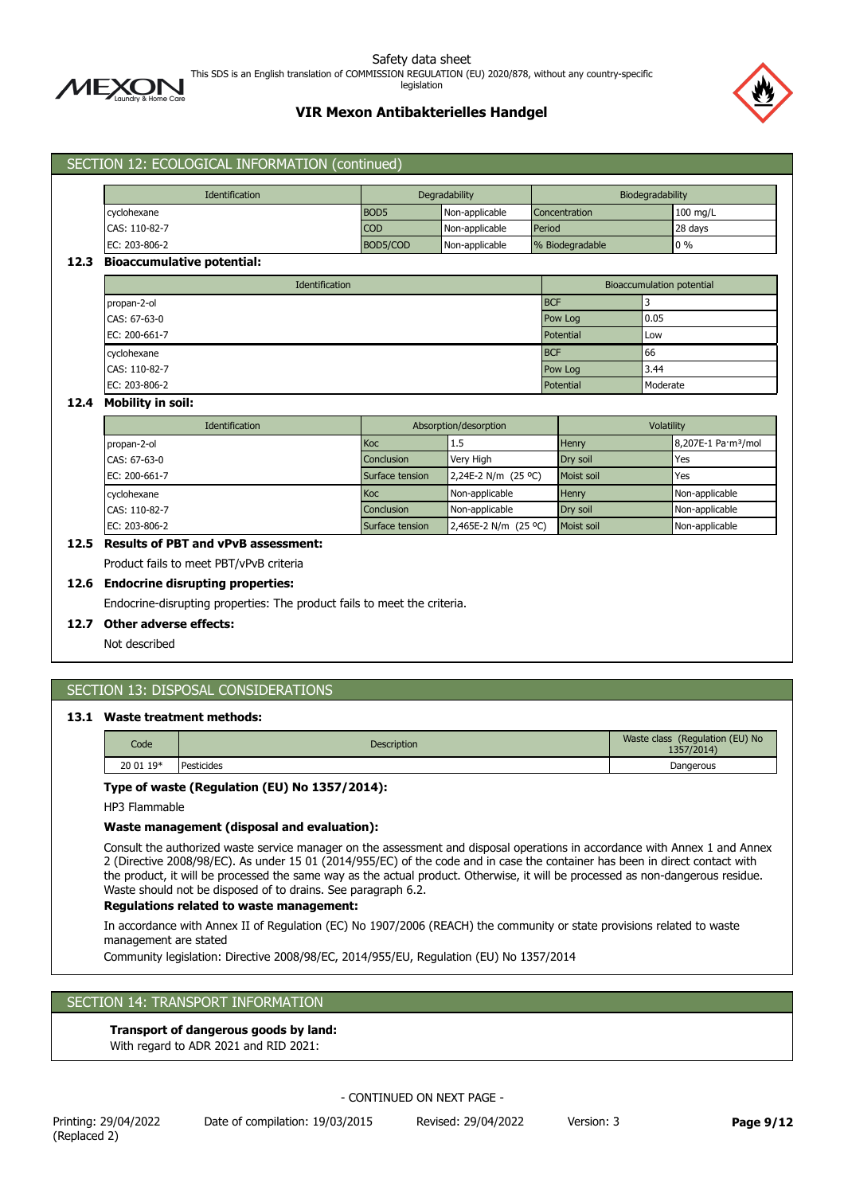## SECTION 12: ECOLOGICAL INFORMATION (continued)

| Identification | Degradability | | Biodegradability | |
|---|---|---|---|---|
| cyclohexane | BOD5 | Non-applicable | Concentration | 100 mg/L |
| CAS: 110-82-7 | COD | Non-applicable | Period | 28 days |
| EC: 203-806-2 | BOD5/COD | Non-applicable | % Biodegradable | 0 % |

### 12.3 Bioaccumulative potential:

| Identification | Bioaccumulation potential | |
|---|---|---|
| propan-2-ol | BCF | 3 |
| CAS: 67-63-0 | Pow Log | 0.05 |
| EC: 200-661-7 | Potential | Low |
| cyclohexane | BCF | 66 |
| CAS: 110-82-7 | Pow Log | 3.44 |
| EC: 203-806-2 | Potential | Moderate |

### 12.4 Mobility in soil:

| Identification | Absorption/desorption | | Volatility | |
|---|---|---|---|---|
| propan-2-ol | Koc | 1.5 | Henry | 8,207E-1 Pa·m³/mol |
| CAS: 67-63-0 | Conclusion | Very High | Dry soil | Yes |
| EC: 200-661-7 | Surface tension | 2,24E-2 N/m (25 ºC) | Moist soil | Yes |
| cyclohexane | Koc | Non-applicable | Henry | Non-applicable |
| CAS: 110-82-7 | Conclusion | Non-applicable | Dry soil | Non-applicable |
| EC: 203-806-2 | Surface tension | 2,465E-2 N/m (25 ºC) | Moist soil | Non-applicable |

### 12.5 Results of PBT and vPvB assessment:

Product fails to meet PBT/vPvB criteria

### 12.6 Endocrine disrupting properties:

Endocrine-disrupting properties: The product fails to meet the criteria.

### 12.7 Other adverse effects:

Not described

## SECTION 13: DISPOSAL CONSIDERATIONS

### 13.1 Waste treatment methods:

| Code | Description | Waste class (Regulation (EU) No 1357/2014) |
|---|---|---|
| 20 01 19* | Pesticides | Dangerous |

**Type of waste (Regulation (EU) No 1357/2014):**

HP3 Flammable

**Waste management (disposal and evaluation):**

Consult the authorized waste service manager on the assessment and disposal operations in accordance with Annex 1 and Annex 2 (Directive 2008/98/EC). As under 15 01 (2014/955/EC) of the code and in case the container has been in direct contact with the product, it will be processed the same way as the actual product. Otherwise, it will be processed as non-dangerous residue. Waste should not be disposed of to drains. See paragraph 6.2.

**Regulations related to waste management:**

In accordance with Annex II of Regulation (EC) No 1907/2006 (REACH) the community or state provisions related to waste management are stated

Community legislation: Directive 2008/98/EC, 2014/955/EU, Regulation (EU) No 1357/2014

## SECTION 14: TRANSPORT INFORMATION

**Transport of dangerous goods by land:**

With regard to ADR 2021 and RID 2021: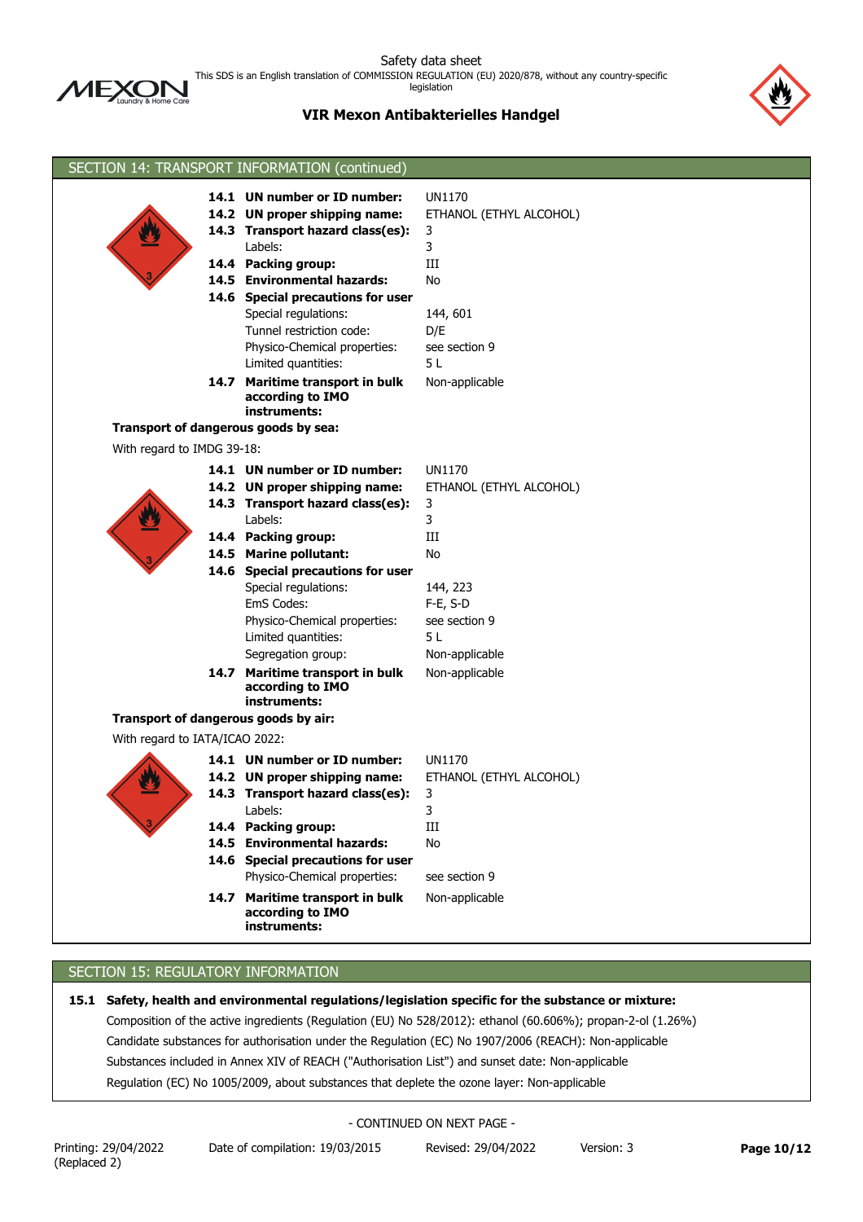## SECTION 14: TRANSPORT INFORMATION (continued)

| | |
|---|---|
| **14.1 UN number or ID number:** | UN1170 |
| **14.2 UN proper shipping name:** | ETHANOL (ETHYL ALCOHOL) |
| **14.3 Transport hazard class(es):** | 3 |
| Labels: | 3 |
| **14.4 Packing group:** | III |
| **14.5 Environmental hazards:** | No |
| **14.6 Special precautions for user** | |
| Special regulations: | 144, 601 |
| Tunnel restriction code: | D/E |
| Physico-Chemical properties: | see section 9 |
| Limited quantities: | 5 L |
| **14.7 Maritime transport in bulk according to IMO instruments:** | Non-applicable |

**Transport of dangerous goods by sea:**

With regard to IMDG 39-18:

| | |
|---|---|
| **14.1 UN number or ID number:** | UN1170 |
| **14.2 UN proper shipping name:** | ETHANOL (ETHYL ALCOHOL) |
| **14.3 Transport hazard class(es):** | 3 |
| Labels: | 3 |
| **14.4 Packing group:** | III |
| **14.5 Marine pollutant:** | No |
| **14.6 Special precautions for user** | |
| Special regulations: | 144, 223 |
| EmS Codes: | F-E, S-D |
| Physico-Chemical properties: | see section 9 |
| Limited quantities: | 5 L |
| Segregation group: | Non-applicable |
| **14.7 Maritime transport in bulk according to IMO instruments:** | Non-applicable |

**Transport of dangerous goods by air:**

With regard to IATA/ICAO 2022:

| | |
|---|---|
| **14.1 UN number or ID number:** | UN1170 |
| **14.2 UN proper shipping name:** | ETHANOL (ETHYL ALCOHOL) |
| **14.3 Transport hazard class(es):** | 3 |
| Labels: | 3 |
| **14.4 Packing group:** | III |
| **14.5 Environmental hazards:** | No |
| **14.6 Special precautions for user** | |
| Physico-Chemical properties: | see section 9 |
| **14.7 Maritime transport in bulk according to IMO instruments:** | Non-applicable |

## SECTION 15: REGULATORY INFORMATION

**15.1 Safety, health and environmental regulations/legislation specific for the substance or mixture:**

Composition of the active ingredients (Regulation (EU) No 528/2012): ethanol (60.606%); propan-2-ol (1.26%)

Candidate substances for authorisation under the Regulation (EC) No 1907/2006 (REACH): Non-applicable

Substances included in Annex XIV of REACH ("Authorisation List") and sunset date: Non-applicable

Regulation (EC) No 1005/2009, about substances that deplete the ozone layer: Non-applicable

- CONTINUED ON NEXT PAGE -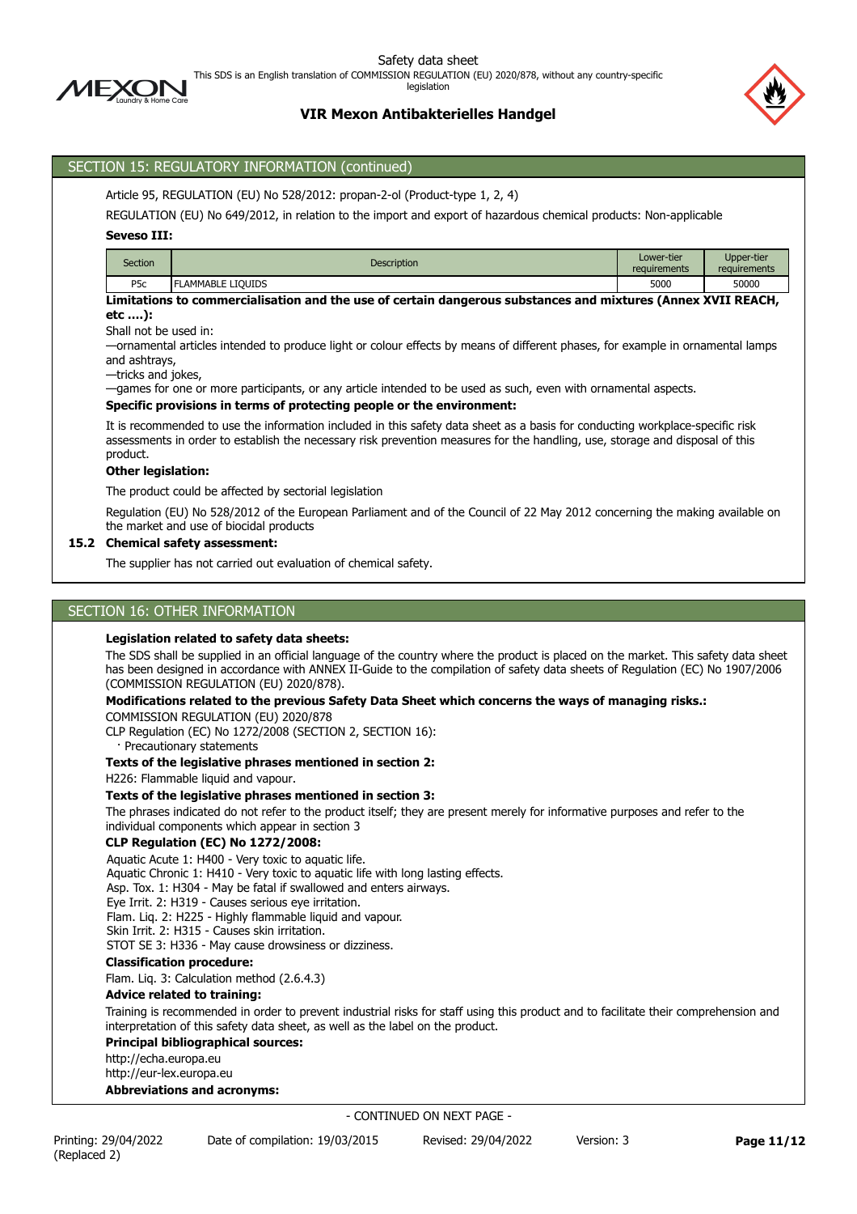## SECTION 15: REGULATORY INFORMATION (continued)

Article 95, REGULATION (EU) No 528/2012: propan-2-ol (Product-type 1, 2, 4)

REGULATION (EU) No 649/2012, in relation to the import and export of hazardous chemical products: Non-applicable

**Seveso III:**

| Section | Description | Lower-tier requirements | Upper-tier requirements |
|---|---|---|---|
| P5c | FLAMMABLE LIQUIDS | 5000 | 50000 |

**Limitations to commercialisation and the use of certain dangerous substances and mixtures (Annex XVII REACH, etc ….):**

Shall not be used in:

—ornamental articles intended to produce light or colour effects by means of different phases, for example in ornamental lamps and ashtrays,

—tricks and jokes,

—games for one or more participants, or any article intended to be used as such, even with ornamental aspects.

**Specific provisions in terms of protecting people or the environment:**

It is recommended to use the information included in this safety data sheet as a basis for conducting workplace-specific risk assessments in order to establish the necessary risk prevention measures for the handling, use, storage and disposal of this product.

**Other legislation:**

The product could be affected by sectorial legislation

Regulation (EU) No 528/2012 of the European Parliament and of the Council of 22 May 2012 concerning the making available on the market and use of biocidal products

### 15.2 Chemical safety assessment:

The supplier has not carried out evaluation of chemical safety.

## SECTION 16: OTHER INFORMATION

**Legislation related to safety data sheets:**

The SDS shall be supplied in an official language of the country where the product is placed on the market. This safety data sheet has been designed in accordance with ANNEX II-Guide to the compilation of safety data sheets of Regulation (EC) No 1907/2006 (COMMISSION REGULATION (EU) 2020/878).

**Modifications related to the previous Safety Data Sheet which concerns the ways of managing risks.:**

COMMISSION REGULATION (EU) 2020/878

CLP Regulation (EC) No 1272/2008 (SECTION 2, SECTION 16):

· Precautionary statements

**Texts of the legislative phrases mentioned in section 2:**

H226: Flammable liquid and vapour.

**Texts of the legislative phrases mentioned in section 3:**

The phrases indicated do not refer to the product itself; they are present merely for informative purposes and refer to the individual components which appear in section 3

**CLP Regulation (EC) No 1272/2008:**

Aquatic Acute 1: H400 - Very toxic to aquatic life.
Aquatic Chronic 1: H410 - Very toxic to aquatic life with long lasting effects.
Asp. Tox. 1: H304 - May be fatal if swallowed and enters airways.
Eye Irrit. 2: H319 - Causes serious eye irritation.
Flam. Liq. 2: H225 - Highly flammable liquid and vapour.
Skin Irrit. 2: H315 - Causes skin irritation.
STOT SE 3: H336 - May cause drowsiness or dizziness.

**Classification procedure:**

Flam. Liq. 3: Calculation method (2.6.4.3)

**Advice related to training:**

Training is recommended in order to prevent industrial risks for staff using this product and to facilitate their comprehension and interpretation of this safety data sheet, as well as the label on the product.

**Principal bibliographical sources:**

http://echa.europa.eu
http://eur-lex.europa.eu

**Abbreviations and acronyms:**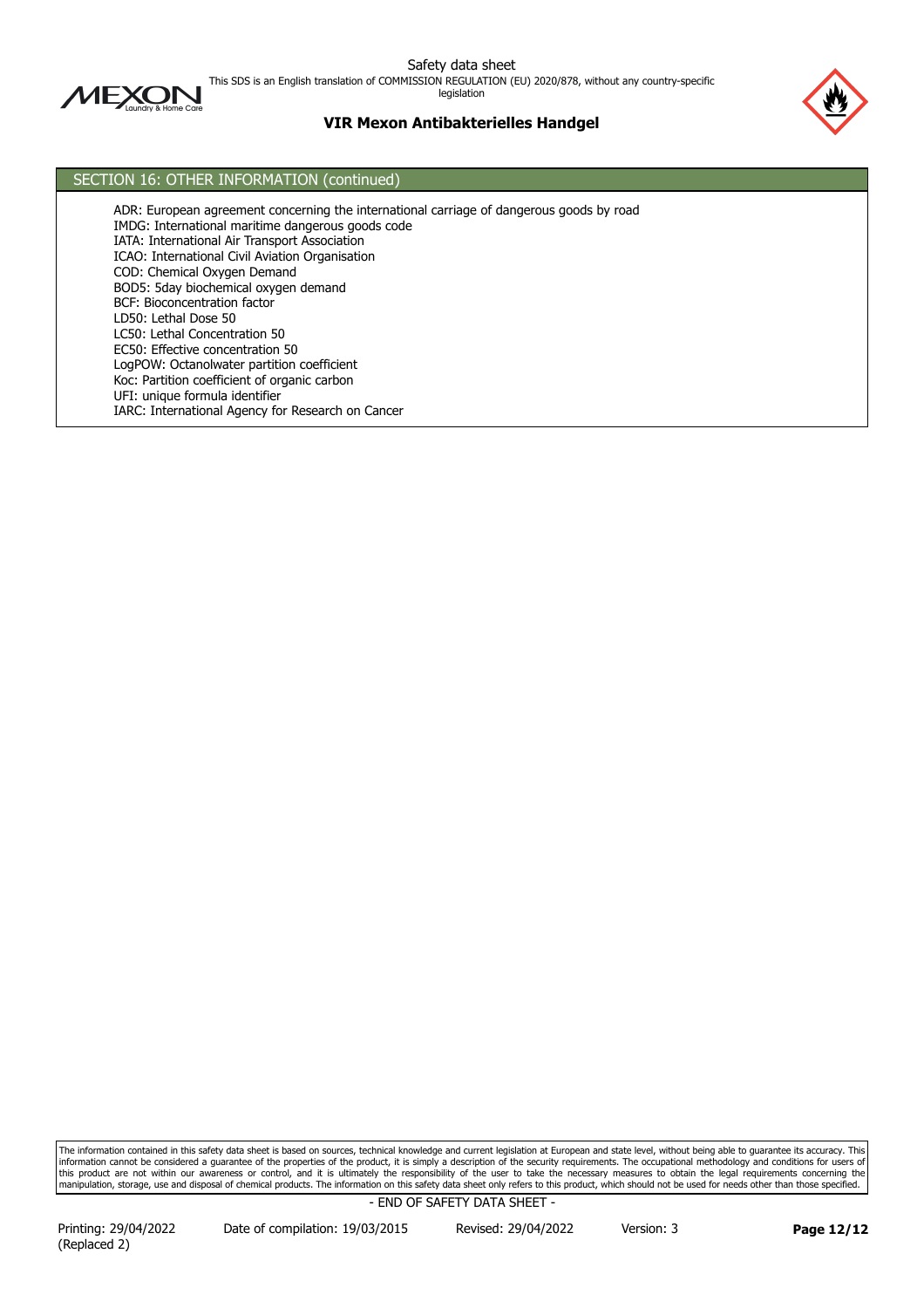## SECTION 16: OTHER INFORMATION (continued)

ADR: European agreement concerning the international carriage of dangerous goods by road
IMDG: International maritime dangerous goods code
IATA: International Air Transport Association
ICAO: International Civil Aviation Organisation
COD: Chemical Oxygen Demand
BOD5: 5day biochemical oxygen demand
BCF: Bioconcentration factor
LD50: Lethal Dose 50
LC50: Lethal Concentration 50
EC50: Effective concentration 50
LogPOW: Octanolwater partition coefficient
Koc: Partition coefficient of organic carbon
UFI: unique formula identifier
IARC: International Agency for Research on Cancer

The information contained in this safety data sheet is based on sources, technical knowledge and current legislation at European and state level, without being able to guarantee its accuracy. This information cannot be considered a guarantee of the properties of the product, it is simply a description of the security requirements. The occupational methodology and conditions for users of this product are not within our awareness or control, and it is ultimately the responsibility of the user to take the necessary measures to obtain the legal requirements concerning the manipulation, storage, use and disposal of chemical products. The information on this safety data sheet only refers to this product, which should not be used for needs other than those specified.

- END OF SAFETY DATA SHEET -